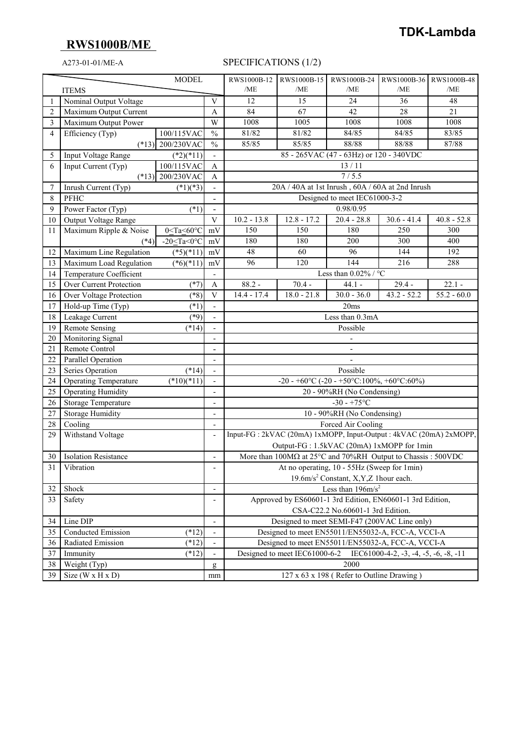# RWS1000B/ME

**TDK-Lambda**

A273-01-01/ME-A

SPECIFICATIONS (1/2)

| | ITEMS \ MODEL | | | RWS1000B-12 /ME | RWS1000B-15 /ME | RWS1000B-24 /ME | RWS1000B-36 /ME | RWS1000B-48 /ME |
|---|---|---|---|---|---|---|---|---|
| 1 | Nominal Output Voltage | | V | 12 | 15 | 24 | 36 | 48 |
| 2 | Maximum Output Current | | A | 84 | 67 | 42 | 28 | 21 |
| 3 | Maximum Output Power | | W | 1008 | 1005 | 1008 | 1008 | 1008 |
| 4 | Efficiency (Typ) | 100/115VAC | % | 81/82 | 81/82 | 84/85 | 84/85 | 83/85 |
| | (*13) | 200/230VAC | % | 85/85 | 85/85 | 88/88 | 88/88 | 87/88 |
| 5 | Input Voltage Range | (*2)(*11) | - | 85 - 265VAC (47 - 63Hz) or 120 - 340VDC | | | | |
| 6 | Input Current (Typ) | 100/115VAC | A | 13 / 11 | | | | |
| | (*13) | 200/230VAC | A | 7 / 5.5 | | | | |
| 7 | Inrush Current (Typ) | (*1)(*3) | - | 20A / 40A at 1st Inrush , 60A / 60A at 2nd Inrush | | | | |
| 8 | PFHC | | - | Designed to meet IEC61000-3-2 | | | | |
| 9 | Power Factor (Typ) | (*1) | - | 0.98/0.95 | | | | |
| 10 | Output Voltage Range | | V | 10.2 - 13.8 | 12.8 - 17.2 | 20.4 - 28.8 | 30.6 - 41.4 | 40.8 - 52.8 |
| 11 | Maximum Ripple & Noise | 0<Ta<60°C | mV | 150 | 150 | 180 | 250 | 300 |
| | (*4) | -20<Ta<0°C | mV | 180 | 180 | 200 | 300 | 400 |
| 12 | Maximum Line Regulation | (*5)(*11) | mV | 48 | 60 | 96 | 144 | 192 |
| 13 | Maximum Load Regulation | (*6)(*11) | mV | 96 | 120 | 144 | 216 | 288 |
| 14 | Temperature Coefficient | | - | Less than 0.02% / °C | | | | |
| 15 | Over Current Protection | (*7) | A | 88.2 - | 70.4 - | 44.1 - | 29.4 - | 22.1 - |
| 16 | Over Voltage Protection | (*8) | V | 14.4 - 17.4 | 18.0 - 21.8 | 30.0 - 36.0 | 43.2 - 52.2 | 55.2 - 60.0 |
| 17 | Hold-up Time (Typ) | (*1) | - | 20ms | | | | |
| 18 | Leakage Current | (*9) | - | Less than 0.3mA | | | | |
| 19 | Remote Sensing | (*14) | - | Possible | | | | |
| 20 | Monitoring Signal | | - | - | | | | |
| 21 | Remote Control | | - | - | | | | |
| 22 | Parallel Operation | | - | - | | | | |
| 23 | Series Operation | (*14) | - | Possible | | | | |
| 24 | Operating Temperature | (*10)(*11) | - | -20 - +60°C (-20 - +50°C:100%, +60°C:60%) | | | | |
| 25 | Operating Humidity | | - | 20 - 90%RH (No Condensing) | | | | |
| 26 | Storage Temperature | | - | -30 - +75°C | | | | |
| 27 | Storage Humidity | | - | 10 - 90%RH (No Condensing) | | | | |
| 28 | Cooling | | - | Forced Air Cooling | | | | |
| 29 | Withstand Voltage | | - | Input-FG : 2kVAC (20mA) 1xMOPP, Input-Output : 4kVAC (20mA) 2xMOPP, Output-FG : 1.5kVAC (20mA) 1xMOPP for 1min | | | | |
| 30 | Isolation Resistance | | - | More than 100MΩ at 25°C and 70%RH Output to Chassis : 500VDC | | | | |
| 31 | Vibration | | - | At no operating, 10 - 55Hz (Sweep for 1min) 19.6m/s² Constant, X,Y,Z 1hour each. | | | | |
| 32 | Shock | | - | Less than 196m/s² | | | | |
| 33 | Safety | | - | Approved by ES60601-1 3rd Edition, EN60601-1 3rd Edition, CSA-C22.2 No.60601-1 3rd Edition. | | | | |
| 34 | Line DIP | | - | Designed to meet SEMI-F47 (200VAC Line only) | | | | |
| 35 | Conducted Emission | (*12) | - | Designed to meet EN55011/EN55032-A, FCC-A, VCCI-A | | | | |
| 36 | Radiated Emission | (*12) | - | Designed to meet EN55011/EN55032-A, FCC-A, VCCI-A | | | | |
| 37 | Immunity | (*12) | - | Designed to meet IEC61000-6-2 IEC61000-4-2, -3, -4, -5, -6, -8, -11 | | | | |
| 38 | Weight (Typ) | | g | 2000 | | | | |
| 39 | Size (W x H x D) | | mm | 127 x 63 x 198 ( Refer to Outline Drawing ) | | | | |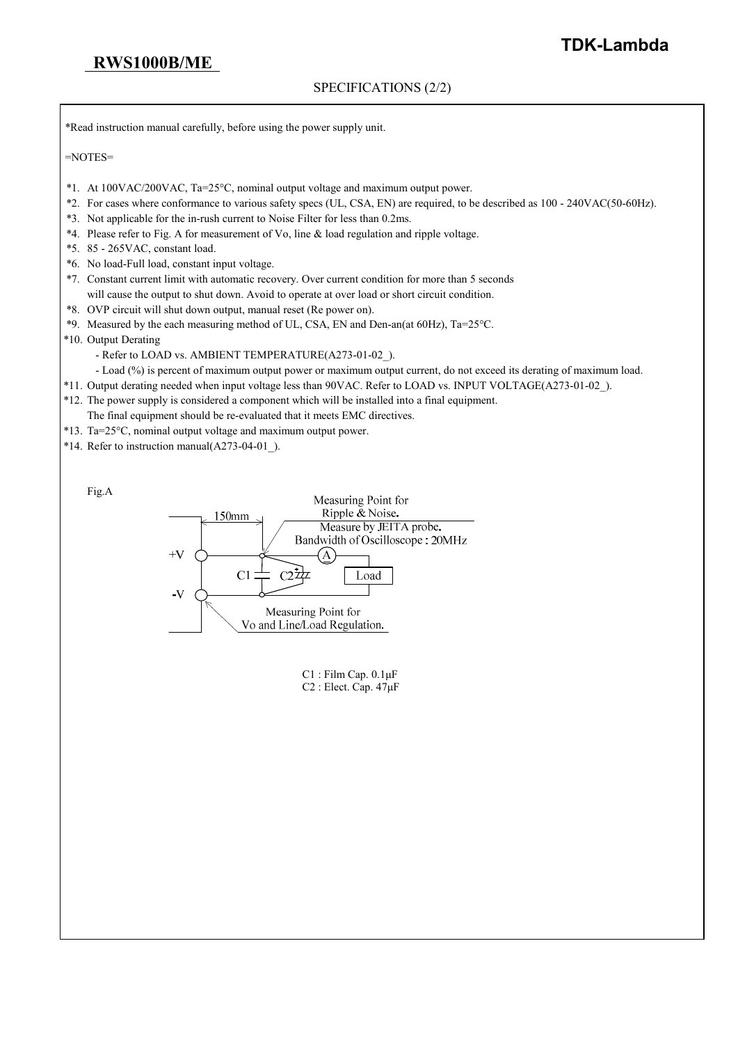## RWS1000B/ME

TDK-Lambda

SPECIFICATIONS (2/2)

*Read instruction manual carefully, before using the power supply unit.

=NOTES=

*1. At 100VAC/200VAC, Ta=25°C, nominal output voltage and maximum output power.
*2. For cases where conformance to various safety specs (UL, CSA, EN) are required, to be described as 100 - 240VAC(50-60Hz).
*3. Not applicable for the in-rush current to Noise Filter for less than 0.2ms.
*4. Please refer to Fig. A for measurement of Vo, line & load regulation and ripple voltage.
*5. 85 - 265VAC, constant load.
*6. No load-Full load, constant input voltage.
*7. Constant current limit with automatic recovery. Over current condition for more than 5 seconds
will cause the output to shut down. Avoid to operate at over load or short circuit condition.
*8. OVP circuit will shut down output, manual reset (Re power on).
*9. Measured by the each measuring method of UL, CSA, EN and Den-an(at 60Hz), Ta=25°C.
*10. Output Derating
- Refer to LOAD vs. AMBIENT TEMPERATURE(A273-01-02_).
- Load (%) is percent of maximum output power or maximum output current, do not exceed its derating of maximum load.
*11. Output derating needed when input voltage less than 90VAC. Refer to LOAD vs. INPUT VOLTAGE(A273-01-02_).
*12. The power supply is considered a component which will be installed into a final equipment.
The final equipment should be re-evaluated that it meets EMC directives.
*13. Ta=25°C, nominal output voltage and maximum output power.
*14. Refer to instruction manual(A273-04-01_).

Fig.A

150mm

Measuring Point for
Ripple & Noise.
Measure by JEITA probe.
Bandwidth of Oscilloscope : 20MHz

+V

-V

C1

C2

A

Load

Measuring Point for
Vo and Line/Load Regulation.

C1 : Film Cap. 0.1μF
C2 : Elect. Cap. 47μF